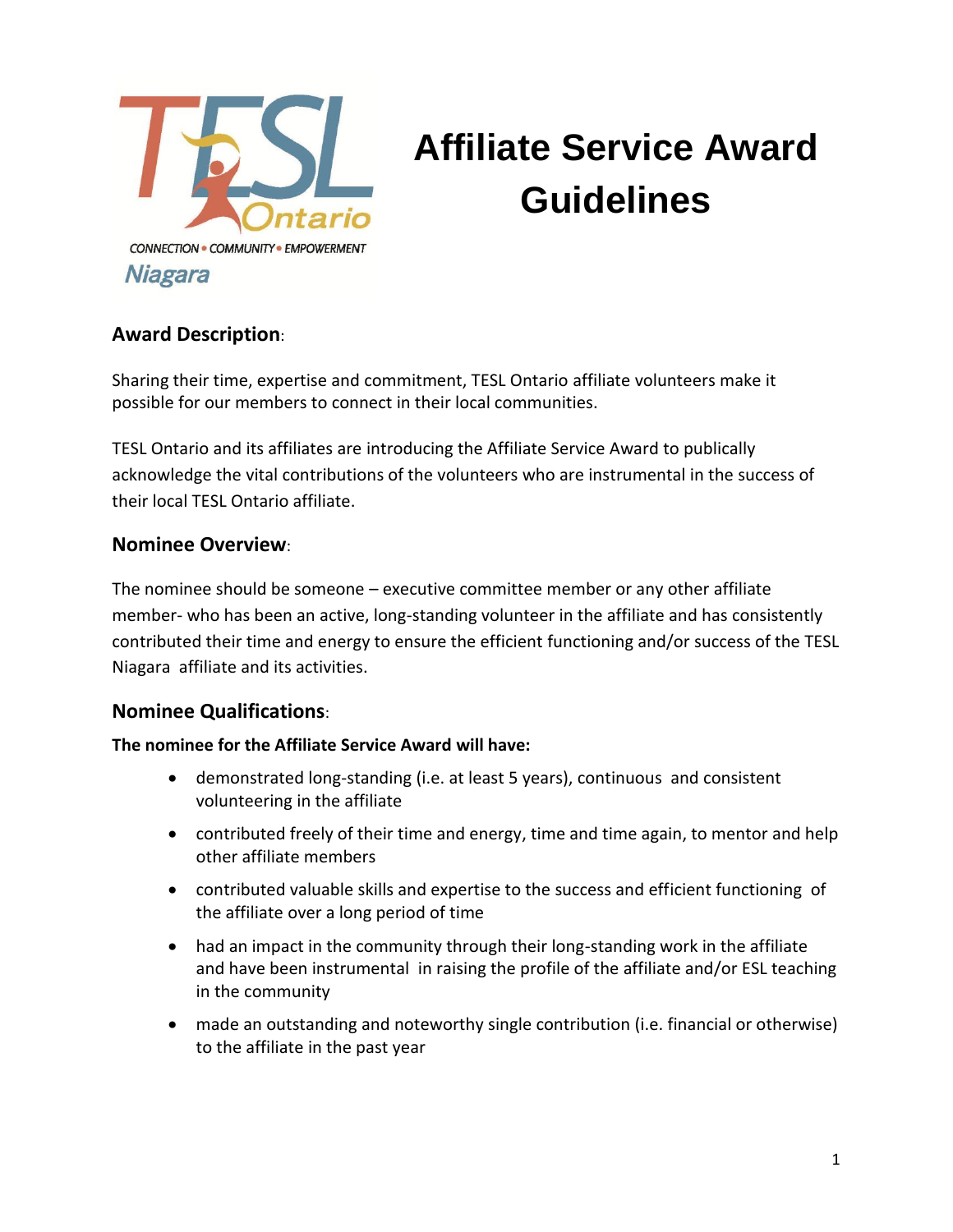TESL Ontario

CONNECTION • COMMUNITY • EMPOWERMENT

Niagara

# Affiliate Service Award Guidelines

## Award Description:

Sharing their time, expertise and commitment, TESL Ontario affiliate volunteers make it possible for our members to connect in their local communities.

TESL Ontario and its affiliates are introducing the Affiliate Service Award to publically acknowledge the vital contributions of the volunteers who are instrumental in the success of their local TESL Ontario affiliate.

## Nominee Overview:

The nominee should be someone – executive committee member or any other affiliate member- who has been an active, long-standing volunteer in the affiliate and has consistently contributed their time and energy to ensure the efficient functioning and/or success of the TESL Niagara affiliate and its activities.

## Nominee Qualifications:

**The nominee for the Affiliate Service Award will have:**

- demonstrated long-standing (i.e. at least 5 years), continuous and consistent volunteering in the affiliate
- contributed freely of their time and energy, time and time again, to mentor and help other affiliate members
- contributed valuable skills and expertise to the success and efficient functioning of the affiliate over a long period of time
- had an impact in the community through their long-standing work in the affiliate and have been instrumental in raising the profile of the affiliate and/or ESL teaching in the community
- made an outstanding and noteworthy single contribution (i.e. financial or otherwise) to the affiliate in the past year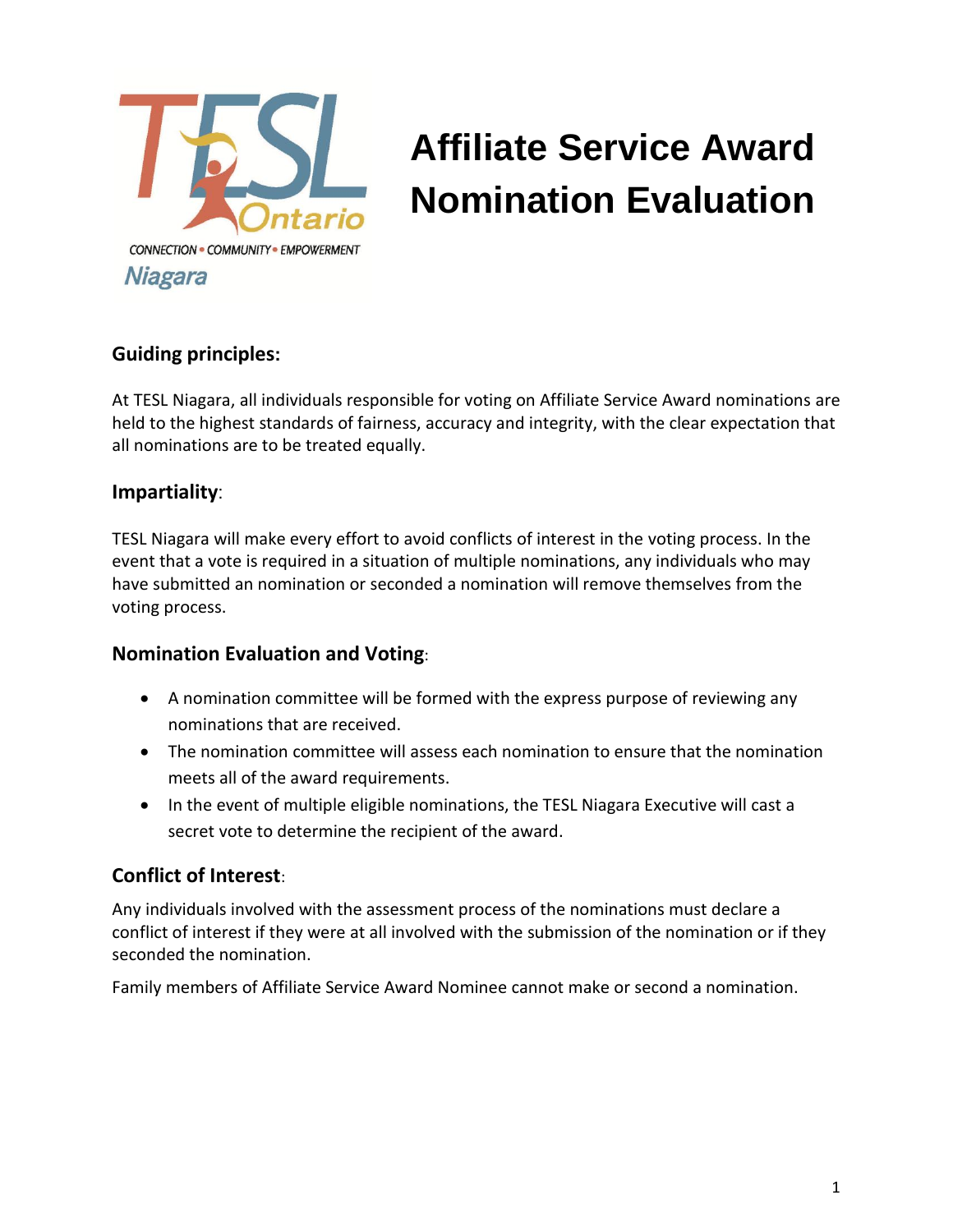# Affiliate Service Award Nomination Evaluation

TESL Ontario

CONNECTION • COMMUNITY • EMPOWERMENT

Niagara

## Guiding principles:

At TESL Niagara, all individuals responsible for voting on Affiliate Service Award nominations are held to the highest standards of fairness, accuracy and integrity, with the clear expectation that all nominations are to be treated equally.

## Impartiality:

TESL Niagara will make every effort to avoid conflicts of interest in the voting process. In the event that a vote is required in a situation of multiple nominations, any individuals who may have submitted an nomination or seconded a nomination will remove themselves from the voting process.

## Nomination Evaluation and Voting:

- A nomination committee will be formed with the express purpose of reviewing any nominations that are received.
- The nomination committee will assess each nomination to ensure that the nomination meets all of the award requirements.
- In the event of multiple eligible nominations, the TESL Niagara Executive will cast a secret vote to determine the recipient of the award.

## Conflict of Interest:

Any individuals involved with the assessment process of the nominations must declare a conflict of interest if they were at all involved with the submission of the nomination or if they seconded the nomination.

Family members of Affiliate Service Award Nominee cannot make or second a nomination.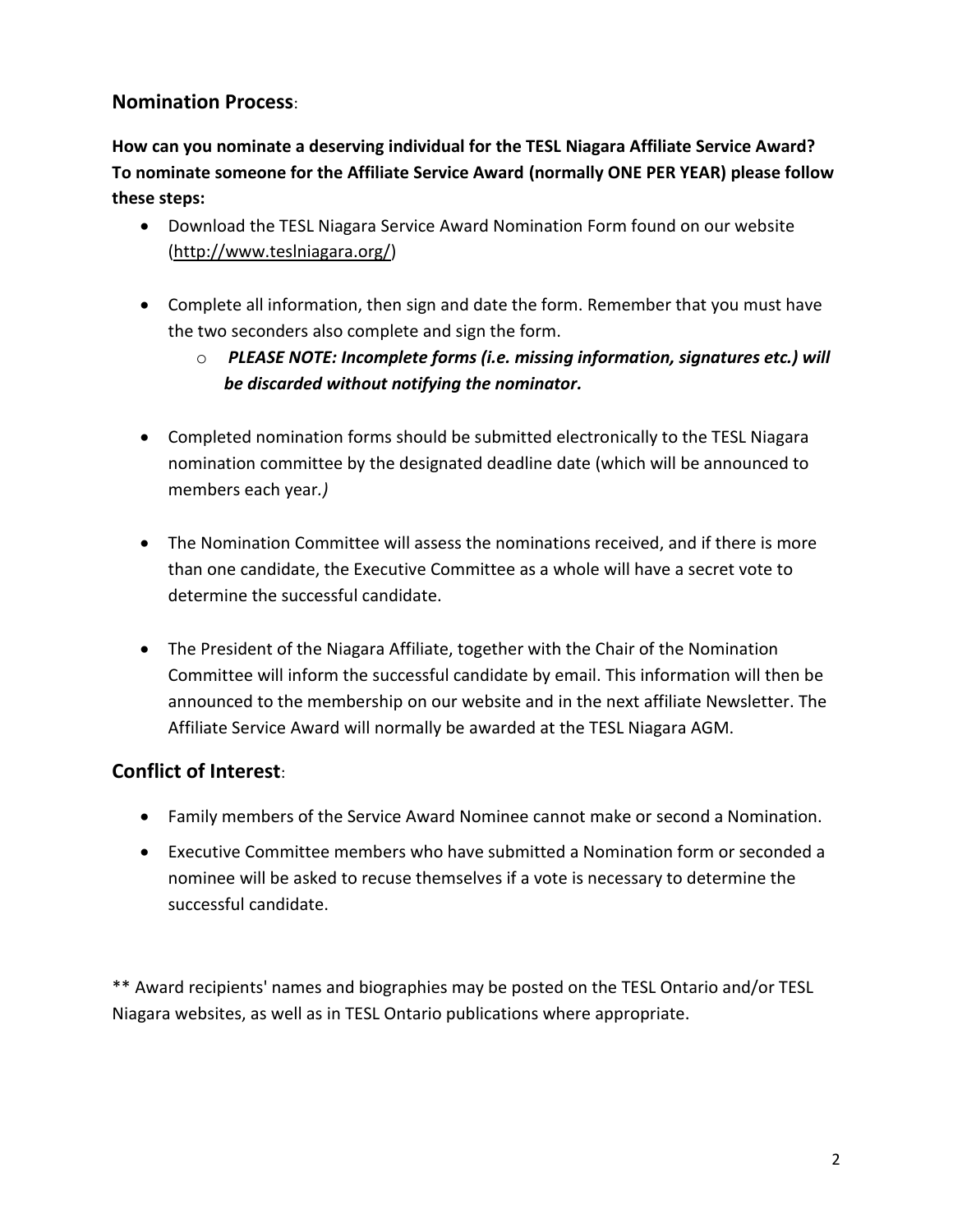## Nomination Process:

**How can you nominate a deserving individual for the TESL Niagara Affiliate Service Award? To nominate someone for the Affiliate Service Award (normally ONE PER YEAR) please follow these steps:**

- Download the TESL Niagara Service Award Nomination Form found on our website (http://www.teslniagara.org/)
- Complete all information, then sign and date the form. Remember that you must have the two seconders also complete and sign the form.
  - ***PLEASE NOTE: Incomplete forms (i.e. missing information, signatures etc.) will be discarded without notifying the nominator.***
- Completed nomination forms should be submitted electronically to the TESL Niagara nomination committee by the designated deadline date (which will be announced to members each year*.)*
- The Nomination Committee will assess the nominations received, and if there is more than one candidate, the Executive Committee as a whole will have a secret vote to determine the successful candidate.
- The President of the Niagara Affiliate, together with the Chair of the Nomination Committee will inform the successful candidate by email. This information will then be announced to the membership on our website and in the next affiliate Newsletter. The Affiliate Service Award will normally be awarded at the TESL Niagara AGM.

## Conflict of Interest:

- Family members of the Service Award Nominee cannot make or second a Nomination.
- Executive Committee members who have submitted a Nomination form or seconded a nominee will be asked to recuse themselves if a vote is necessary to determine the successful candidate.

** Award recipients' names and biographies may be posted on the TESL Ontario and/or TESL Niagara websites, as well as in TESL Ontario publications where appropriate.